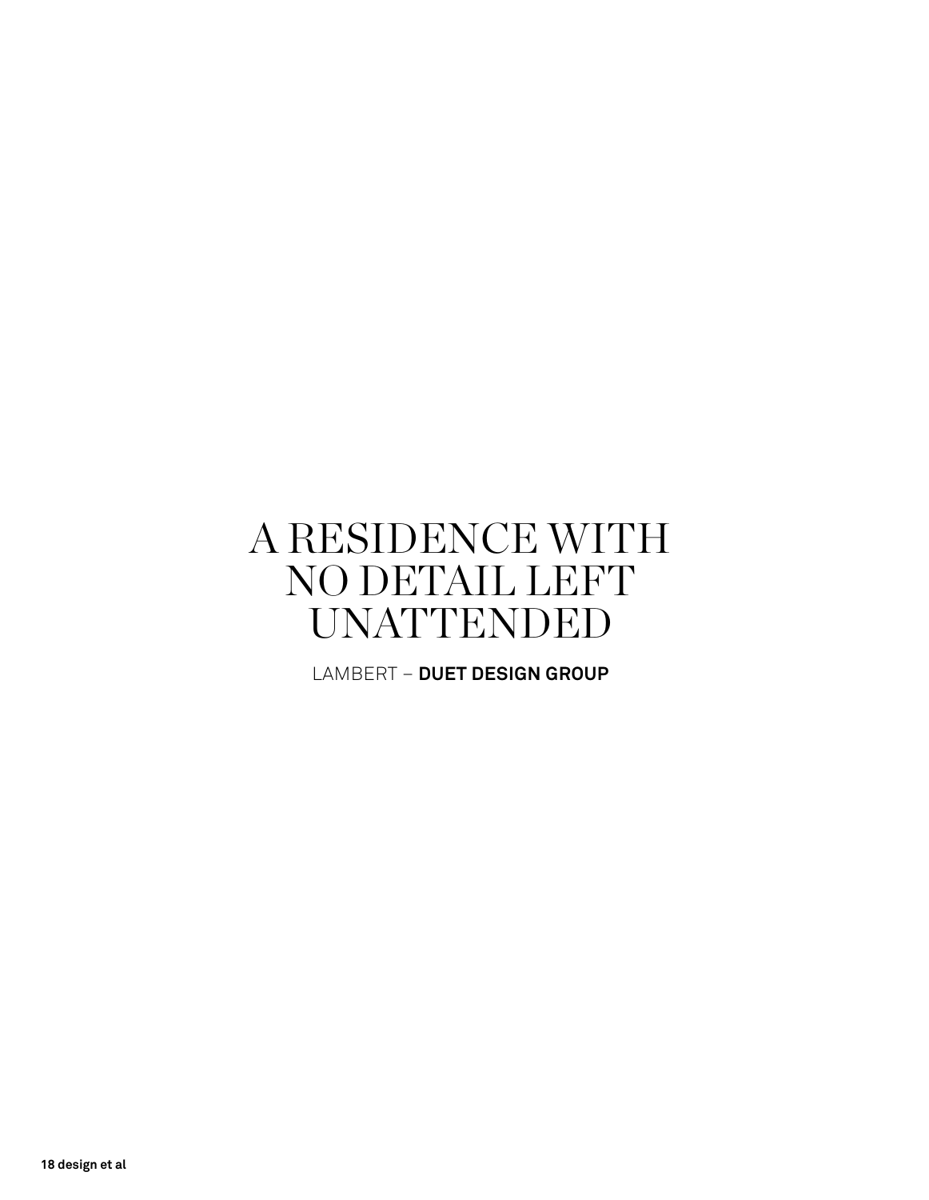# A RESIDENCE WITH NO DETAIL LEFT UNATTENDED

LAMBERT – **DUET DESIGN GROUP**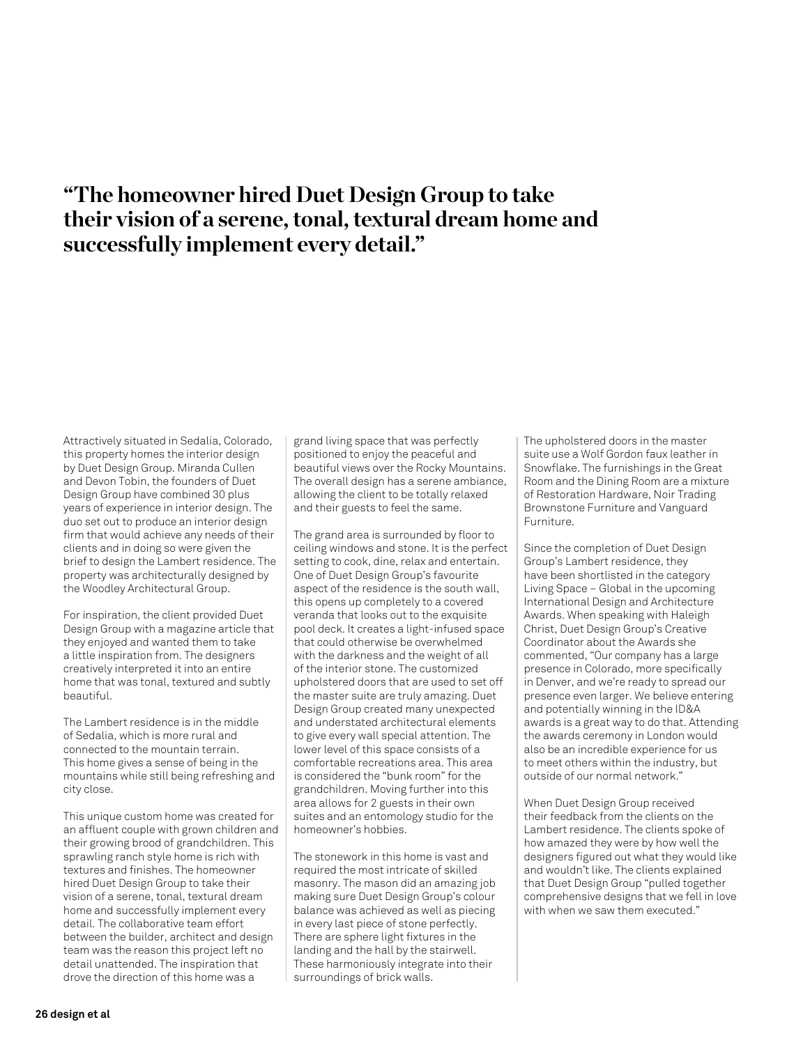**“The homeowner hired Duet Design Group to take their vision of a serene, tonal, textural dream home and successfully implement every detail.”**

Attractively situated in Sedalia, Colorado, this property homes the interior design by Duet Design Group. Miranda Cullen and Devon Tobin, the founders of Duet Design Group have combined 30 plus years of experience in interior design. The duo set out to produce an interior design firm that would achieve any needs of their clients and in doing so were given the brief to design the Lambert residence. The property was architecturally designed by the Woodley Architectural Group.

For inspiration, the client provided Duet Design Group with a magazine article that they enjoyed and wanted them to take a little inspiration from. The designers creatively interpreted it into an entire home that was tonal, textured and subtly beautiful.

The Lambert residence is in the middle of Sedalia, which is more rural and connected to the mountain terrain. This home gives a sense of being in the mountains while still being refreshing and city close.

This unique custom home was created for an affluent couple with grown children and their growing brood of grandchildren. This sprawling ranch style home is rich with textures and finishes. The homeowner hired Duet Design Group to take their vision of a serene, tonal, textural dream home and successfully implement every detail. The collaborative team effort between the builder, architect and design team was the reason this project left no detail unattended. The inspiration that drove the direction of this home was a grand living space that was perfectly positioned to enjoy the peaceful and beautiful views over the Rocky Mountains. The overall design has a serene ambiance, allowing the client to be totally relaxed and their guests to feel the same.

The grand area is surrounded by floor to ceiling windows and stone. It is the perfect setting to cook, dine, relax and entertain. One of Duet Design Group’s favourite aspect of the residence is the south wall, this opens up completely to a covered veranda that looks out to the exquisite pool deck. It creates a light-infused space that could otherwise be overwhelmed with the darkness and the weight of all of the interior stone. The customized upholstered doors that are used to set off the master suite are truly amazing. Duet Design Group created many unexpected and understated architectural elements to give every wall special attention. The lower level of this space consists of a comfortable recreations area. This area is considered the “bunk room” for the grandchildren. Moving further into this area allows for 2 guests in their own suites and an entomology studio for the homeowner’s hobbies.

The stonework in this home is vast and required the most intricate of skilled masonry. The mason did an amazing job making sure Duet Design Group’s colour balance was achieved as well as piecing in every last piece of stone perfectly. There are sphere light fixtures in the landing and the hall by the stairwell. These harmoniously integrate into their surroundings of brick walls.

The upholstered doors in the master suite use a Wolf Gordon faux leather in Snowflake. The furnishings in the Great Room and the Dining Room are a mixture of Restoration Hardware, Noir Trading Brownstone Furniture and Vanguard Furniture.

Since the completion of Duet Design Group’s Lambert residence, they have been shortlisted in the category Living Space – Global in the upcoming International Design and Architecture Awards. When speaking with Haleigh Christ, Duet Design Group’s Creative Coordinator about the Awards she commented, “Our company has a large presence in Colorado, more specifically in Denver, and we’re ready to spread our presence even larger. We believe entering and potentially winning in the ID&A awards is a great way to do that. Attending the awards ceremony in London would also be an incredible experience for us to meet others within the industry, but outside of our normal network.”

When Duet Design Group received their feedback from the clients on the Lambert residence. The clients spoke of how amazed they were by how well the designers figured out what they would like and wouldn’t like. The clients explained that Duet Design Group “pulled together comprehensive designs that we fell in love with when we saw them executed.”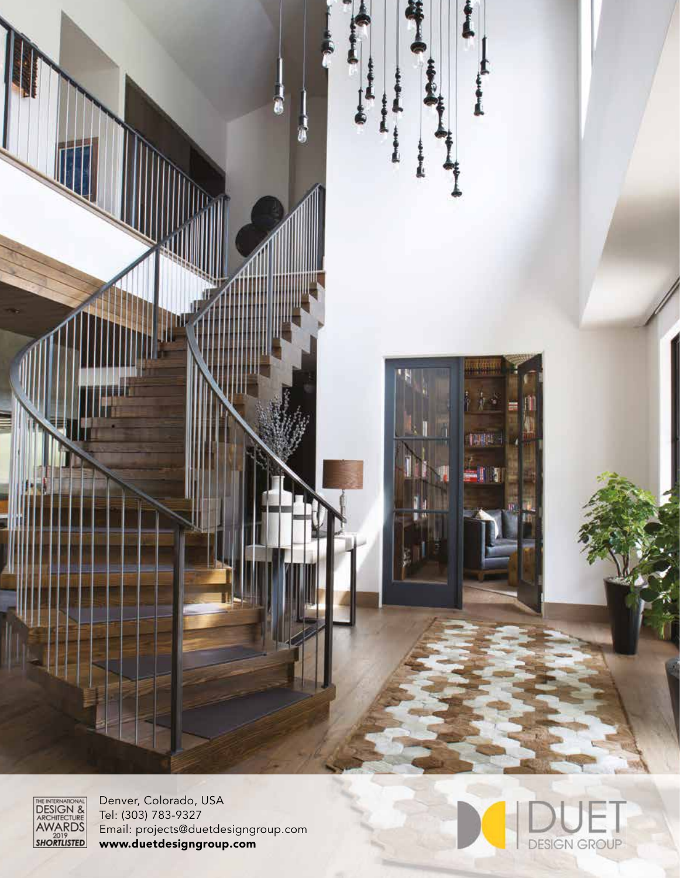THE INTERNATIONAL DESIGN & ARCHITECTURE AWARDS 2019 SHORTLISTED

Denver, Colorado, USA
Tel: (303) 783-9327
Email: projects@duetdesigngroup.com
**www.duetdesigngroup.com**

DUET DESIGN GROUP